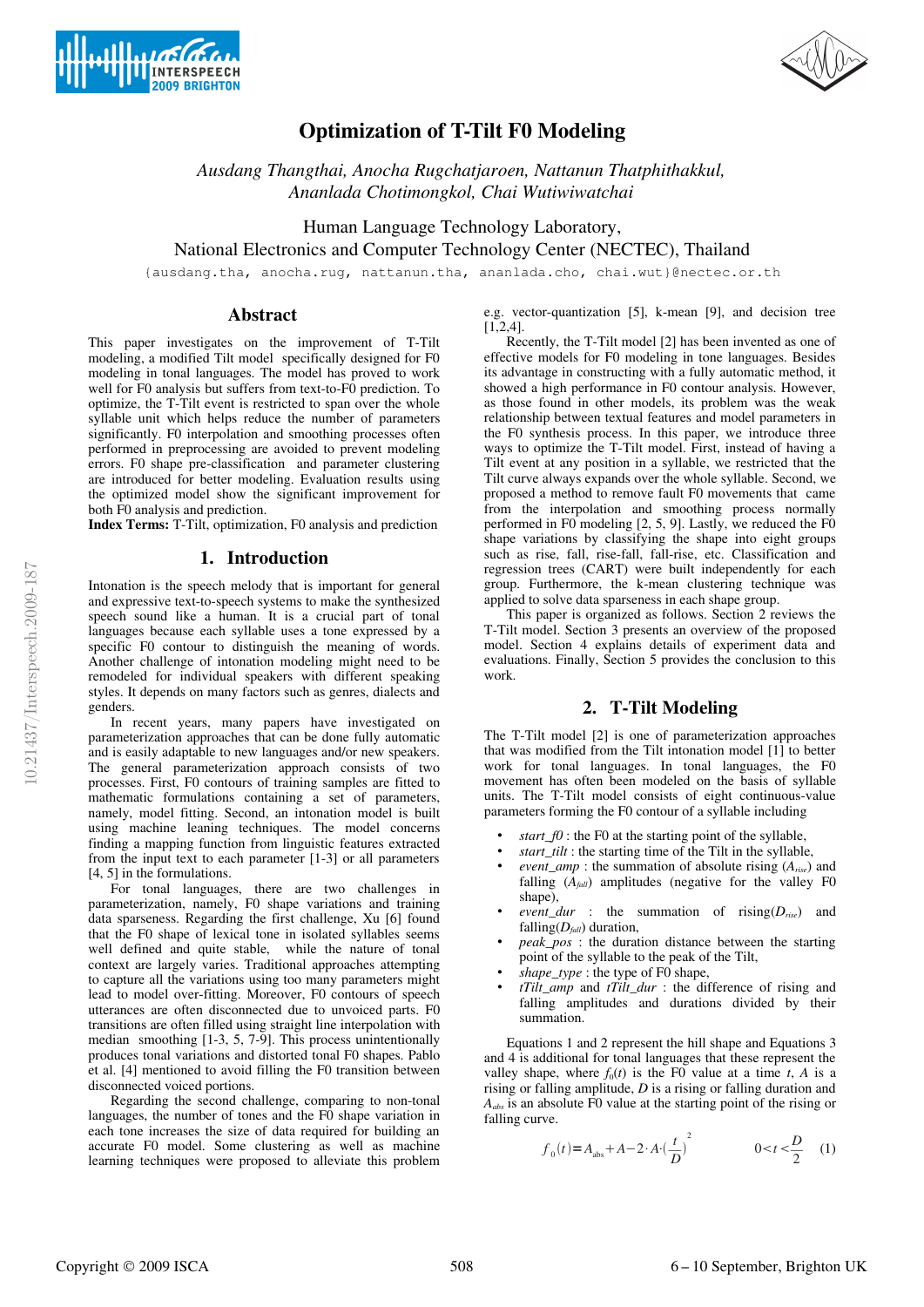# Optimization of T-Tilt F0 Modeling

*Ausdang Thangthai, Anocha Rugchatjaroen, Nattanun Thatphithakkul, Ananlada Chotimongkol, Chai Wutiwiwatchai*

Human Language Technology Laboratory,
National Electronics and Computer Technology Center (NECTEC), Thailand

{ausdang.tha, anocha.rug, nattanun.tha, ananlada.cho, chai.wut}@nectec.or.th

## Abstract

This paper investigates on the improvement of T-Tilt modeling, a modified Tilt model specifically designed for F0 modeling in tonal languages. The model has proved to work well for F0 analysis but suffers from text-to-F0 prediction. To optimize, the T-Tilt event is restricted to span over the whole syllable unit which helps reduce the number of parameters significantly. F0 interpolation and smoothing processes often performed in preprocessing are avoided to prevent modeling errors. F0 shape pre-classification and parameter clustering are introduced for better modeling. Evaluation results using the optimized model show the significant improvement for both F0 analysis and prediction.

**Index Terms:** T-Tilt, optimization, F0 analysis and prediction

## 1. Introduction

Intonation is the speech melody that is important for general and expressive text-to-speech systems to make the synthesized speech sound like a human. It is a crucial part of tonal languages because each syllable uses a tone expressed by a specific F0 contour to distinguish the meaning of words. Another challenge of intonation modeling might need to be remodeled for individual speakers with different speaking styles. It depends on many factors such as genres, dialects and genders.

In recent years, many papers have investigated on parameterization approaches that can be done fully automatic and is easily adaptable to new languages and/or new speakers. The general parameterization approach consists of two processes. First, F0 contours of training samples are fitted to mathematic formulations containing a set of parameters, namely, model fitting. Second, an intonation model is built using machine leaning techniques. The model concerns finding a mapping function from linguistic features extracted from the input text to each parameter [1-3] or all parameters [4, 5] in the formulations.

For tonal languages, there are two challenges in parameterization, namely, F0 shape variations and training data sparseness. Regarding the first challenge, Xu [6] found that the F0 shape of lexical tone in isolated syllables seems well defined and quite stable, while the nature of tonal context are largely varies. Traditional approaches attempting to capture all the variations using too many parameters might lead to model over-fitting. Moreover, F0 contours of speech utterances are often disconnected due to unvoiced parts. F0 transitions are often filled using straight line interpolation with median smoothing [1-3, 5, 7-9]. This process unintentionally produces tonal variations and distorted tonal F0 shapes. Pablo et al. [4] mentioned to avoid filling the F0 transition between disconnected voiced portions.

Regarding the second challenge, comparing to non-tonal languages, the number of tones and the F0 shape variation in each tone increases the size of data required for building an accurate F0 model. Some clustering as well as machine learning techniques were proposed to alleviate this problem e.g. vector-quantization [5], k-mean [9], and decision tree [1,2,4].

Recently, the T-Tilt model [2] has been invented as one of effective models for F0 modeling in tone languages. Besides its advantage in constructing with a fully automatic method, it showed a high performance in F0 contour analysis. However, as those found in other models, its problem was the weak relationship between textual features and model parameters in the F0 synthesis process. In this paper, we introduce three ways to optimize the T-Tilt model. First, instead of having a Tilt event at any position in a syllable, we restricted that the Tilt curve always expands over the whole syllable. Second, we proposed a method to remove fault F0 movements that came from the interpolation and smoothing process normally performed in F0 modeling [2, 5, 9]. Lastly, we reduced the F0 shape variations by classifying the shape into eight groups such as rise, fall, rise-fall, fall-rise, etc. Classification and regression trees (CART) were built independently for each group. Furthermore, the k-mean clustering technique was applied to solve data sparseness in each shape group.

This paper is organized as follows. Section 2 reviews the T-Tilt model. Section 3 presents an overview of the proposed model. Section 4 explains details of experiment data and evaluations. Finally, Section 5 provides the conclusion to this work.

## 2. T-Tilt Modeling

The T-Tilt model [2] is one of parameterization approaches that was modified from the Tilt intonation model [1] to better work for tonal languages. In tonal languages, the F0 movement has often been modeled on the basis of syllable units. The T-Tilt model consists of eight continuous-value parameters forming the F0 contour of a syllable including

- *start_f0* : the F0 at the starting point of the syllable,
- *start_tilt* : the starting time of the Tilt in the syllable,
- *event_amp* : the summation of absolute rising ($A_{rise}$) and falling ($A_{fall}$) amplitudes (negative for the valley F0 shape),
- *event_dur* : the summation of rising($D_{rise}$) and falling($D_{fall}$) duration,
- *peak_pos* : the duration distance between the starting point of the syllable to the peak of the Tilt,
- *shape_type* : the type of F0 shape,
- *tTilt_amp* and *tTilt_dur* : the difference of rising and falling amplitudes and durations divided by their summation.

Equations 1 and 2 represent the hill shape and Equations 3 and 4 is additional for tonal languages that these represent the valley shape, where $f_0(t)$ is the F0 value at a time $t$, $A$ is a rising or falling amplitude, $D$ is a rising or falling duration and $A_{abs}$ is an absolute F0 value at the starting point of the rising or falling curve.

$$f_0(t) = A_{abs} + A - 2 \cdot A \cdot \left(\frac{t}{D}\right)^2 \qquad 0 < t < \frac{D}{2} \quad (1)$$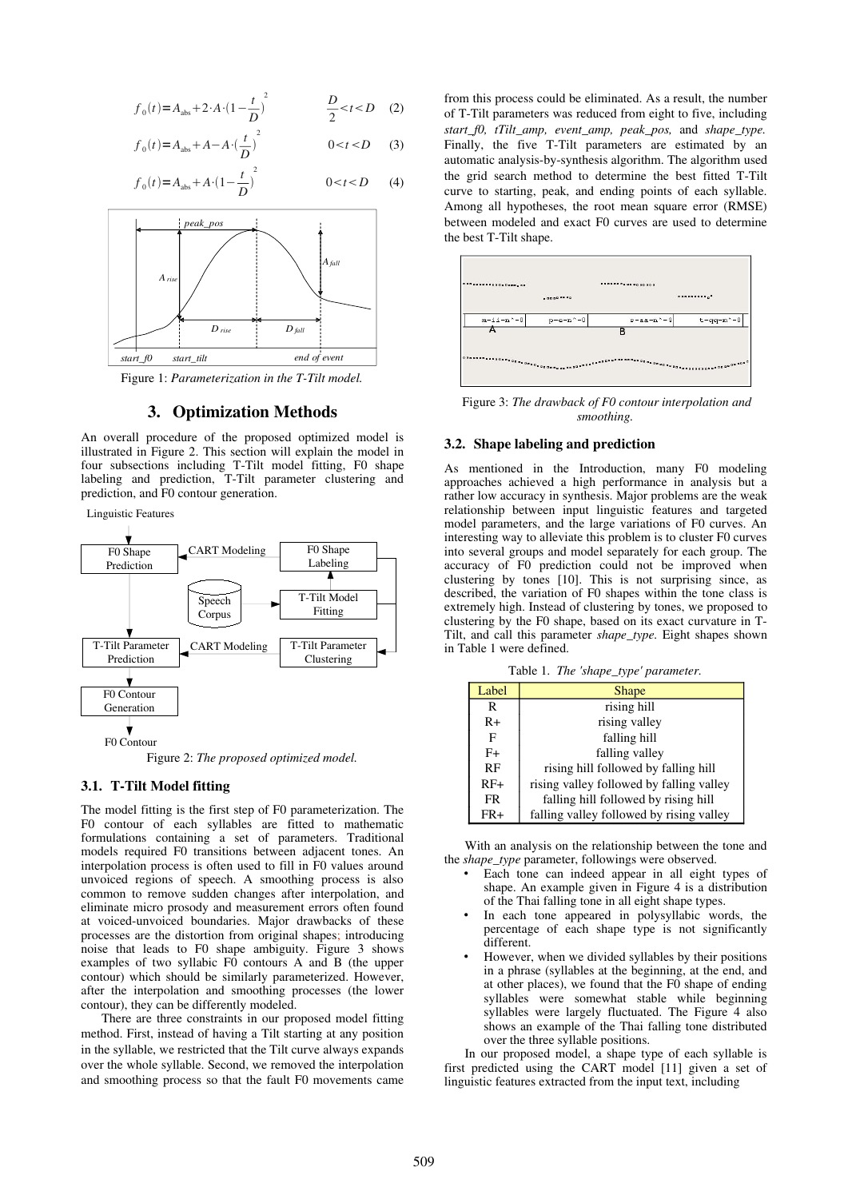$$f_0(t) = A_{abs} + 2 \cdot A \cdot (1 - \frac{t}{D})^2 \qquad \frac{D}{2} < t < D \quad (2)$$

$$f_0(t) = A_{abs} + A - A \cdot (\frac{t}{D})^2 \qquad 0 < t < D \quad (3)$$

$$f_0(t) = A_{abs} + A \cdot (1 - \frac{t}{D})^2 \qquad 0 < t < D \quad (4)$$

Figure 1: *Parameterization in the T-Tilt model.*

## 3. Optimization Methods

An overall procedure of the proposed optimized model is illustrated in Figure 2. This section will explain the model in four subsections including T-Tilt model fitting, F0 shape labeling and prediction, T-Tilt parameter clustering and prediction, and F0 contour generation.

Figure 2: *The proposed optimized model.*

### 3.1. T-Tilt Model fitting

The model fitting is the first step of F0 parameterization. The F0 contour of each syllables are fitted to mathematic formulations containing a set of parameters. Traditional models required F0 transitions between adjacent tones. An interpolation process is often used to fill in F0 values around unvoiced regions of speech. A smoothing process is also common to remove sudden changes after interpolation, and eliminate micro prosody and measurement errors often found at voiced-unvoiced boundaries. Major drawbacks of these processes are the distortion from original shapes; introducing noise that leads to F0 shape ambiguity. Figure 3 shows examples of two syllabic F0 contours A and B (the upper contour) which should be similarly parameterized. However, after the interpolation and smoothing processes (the lower contour), they can be differently modeled.

There are three constraints in our proposed model fitting method. First, instead of having a Tilt starting at any position in the syllable, we restricted that the Tilt curve always expands over the whole syllable. Second, we removed the interpolation and smoothing process so that the fault F0 movements came from this process could be eliminated. As a result, the number of T-Tilt parameters was reduced from eight to five, including *start_f0, tTilt_amp, event_amp, peak_pos,* and *shape_type.* Finally, the five T-Tilt parameters are estimated by an automatic analysis-by-synthesis algorithm. The algorithm used the grid search method to determine the best fitted T-Tilt curve to starting, peak, and ending points of each syllable. Among all hypotheses, the root mean square error (RMSE) between modeled and exact F0 curves are used to determine the best T-Tilt shape.

Figure 3: *The drawback of F0 contour interpolation and smoothing.*

### 3.2. Shape labeling and prediction

As mentioned in the Introduction, many F0 modeling approaches achieved a high performance in analysis but a rather low accuracy in synthesis. Major problems are the weak relationship between input linguistic features and targeted model parameters, and the large variations of F0 curves. An interesting way to alleviate this problem is to cluster F0 curves into several groups and model separately for each group. The accuracy of F0 prediction could not be improved when clustering by tones [10]. This is not surprising since, as described, the variation of F0 shapes within the tone class is extremely high. Instead of clustering by tones, we proposed to clustering by the F0 shape, based on its exact curvature in T-Tilt, and call this parameter *shape_type.* Eight shapes shown in Table 1 were defined.

Table 1. *The 'shape_type' parameter.*

| Label | Shape |
|---|---|
| R | rising hill |
| R+ | rising valley |
| F | falling hill |
| F+ | falling valley |
| RF | rising hill followed by falling hill |
| RF+ | rising valley followed by falling valley |
| FR | falling hill followed by rising hill |
| FR+ | falling valley followed by rising valley |

With an analysis on the relationship between the tone and the *shape_type* parameter, followings were observed.

- Each tone can indeed appear in all eight types of shape. An example given in Figure 4 is a distribution of the Thai falling tone in all eight shape types.
- In each tone appeared in polysyllabic words, the percentage of each shape type is not significantly different.
- However, when we divided syllables by their positions in a phrase (syllables at the beginning, at the end, and at other places), we found that the F0 shape of ending syllables were somewhat stable while beginning syllables were largely fluctuated. The Figure 4 also shows an example of the Thai falling tone distributed over the three syllable positions.

In our proposed model, a shape type of each syllable is first predicted using the CART model [11] given a set of linguistic features extracted from the input text, including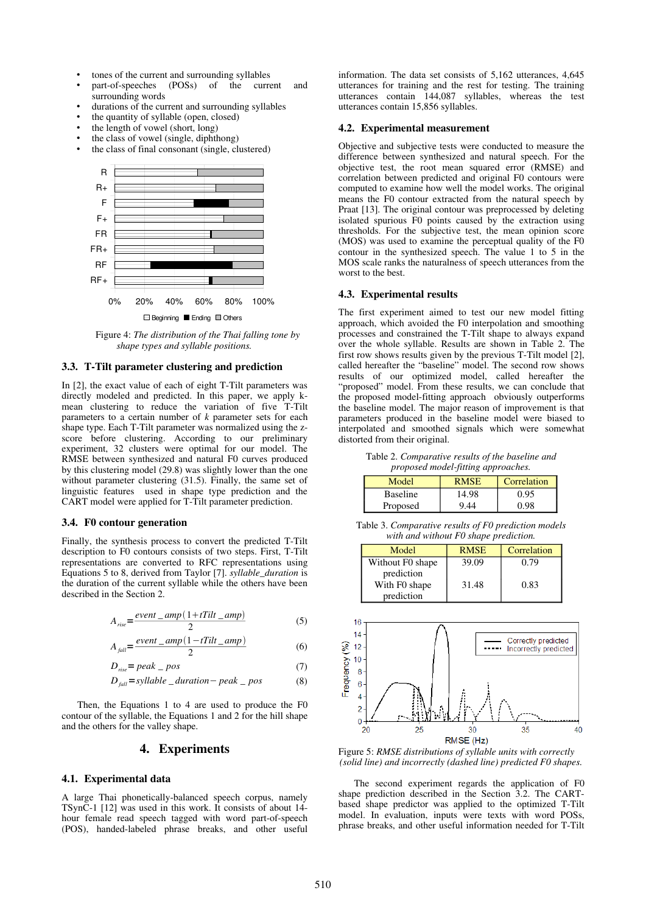- tones of the current and surrounding syllables
- part-of-speeches (POSs) of the current and surrounding words
- durations of the current and surrounding syllables
- the quantity of syllable (open, closed)
- the length of vowel (short, long)
- the class of vowel (single, diphthong)
- the class of final consonant (single, clustered)

Figure 4: *The distribution of the Thai falling tone by shape types and syllable positions.*

### 3.3. T-Tilt parameter clustering and prediction

In [2], the exact value of each of eight T-Tilt parameters was directly modeled and predicted. In this paper, we apply k-mean clustering to reduce the variation of five T-Tilt parameters to a certain number of $k$ parameter sets for each shape type. Each T-Tilt parameter was normalized using the z-score before clustering. According to our preliminary experiment, 32 clusters were optimal for our model. The RMSE between synthesized and natural F0 curves produced by this clustering model (29.8) was slightly lower than the one without parameter clustering (31.5). Finally, the same set of linguistic features used in shape type prediction and the CART model were applied for T-Tilt parameter prediction.

### 3.4. F0 contour generation

Finally, the synthesis process to convert the predicted T-Tilt description to F0 contours consists of two steps. First, T-Tilt representations are converted to RFC representations using Equations 5 to 8, derived from Taylor [7]. *syllable_duration* is the duration of the current syllable while the others have been described in the Section 2.

$$A_{rise} = \frac{event\_amp(1 + tTilt\_amp)}{2} \quad (5)$$

$$A_{fall} = \frac{event\_amp(1 - tTilt\_amp)}{2} \quad (6)$$

$$D_{rise} = peak\_pos \quad (7)$$

$$D_{fall} = syllable\_duration - peak\_pos \quad (8)$$

Then, the Equations 1 to 4 are used to produce the F0 contour of the syllable, the Equations 1 and 2 for the hill shape and the others for the valley shape.

## 4. Experiments

### 4.1. Experimental data

A large Thai phonetically-balanced speech corpus, namely TSynC-1 [12] was used in this work. It consists of about 14-hour female read speech tagged with word part-of-speech (POS), handed-labeled phrase breaks, and other useful information. The data set consists of 5,162 utterances, 4,645 utterances for training and the rest for testing. The training utterances contain 144,087 syllables, whereas the test utterances contain 15,856 syllables.

### 4.2. Experimental measurement

Objective and subjective tests were conducted to measure the difference between synthesized and natural speech. For the objective test, the root mean squared error (RMSE) and correlation between predicted and original F0 contours were computed to examine how well the model works. The original means the F0 contour extracted from the natural speech by Praat [13]. The original contour was preprocessed by deleting isolated spurious F0 points caused by the extraction using thresholds. For the subjective test, the mean opinion score (MOS) was used to examine the perceptual quality of the F0 contour in the synthesized speech. The value 1 to 5 in the MOS scale ranks the naturalness of speech utterances from the worst to the best.

### 4.3. Experimental results

The first experiment aimed to test our new model fitting approach, which avoided the F0 interpolation and smoothing processes and constrained the T-Tilt shape to always expand over the whole syllable. Results are shown in Table 2. The first row shows results given by the previous T-Tilt model [2], called hereafter the "baseline" model. The second row shows results of our optimized model, called hereafter the "proposed" model. From these results, we can conclude that the proposed model-fitting approach obviously outperforms the baseline model. The major reason of improvement is that parameters produced in the baseline model were biased to interpolated and smoothed signals which were somewhat distorted from their original.

Table 2. *Comparative results of the baseline and proposed model-fitting approaches.*

| Model | RMSE | Correlation |
|---|---|---|
| Baseline | 14.98 | 0.95 |
| Proposed | 9.44 | 0.98 |

Table 3. *Comparative results of F0 prediction models with and without F0 shape prediction.*

| Model | RMSE | Correlation |
|---|---|---|
| Without F0 shape prediction | 39.09 | 0.79 |
| With F0 shape prediction | 31.48 | 0.83 |

Figure 5: *RMSE distributions of syllable units with correctly (solid line) and incorrectly (dashed line) predicted F0 shapes.*

The second experiment regards the application of F0 shape prediction described in the Section 3.2. The CART-based shape predictor was applied to the optimized T-Tilt model. In evaluation, inputs were texts with word POSs, phrase breaks, and other useful information needed for T-Tilt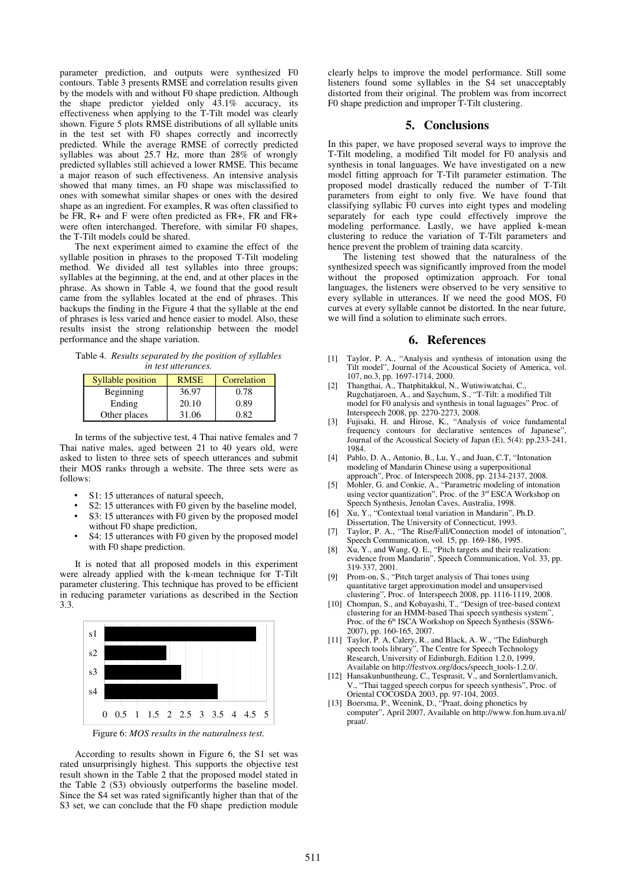parameter prediction, and outputs were synthesized F0 contours. Table 3 presents RMSE and correlation results given by the models with and without F0 shape prediction. Although the shape predictor yielded only 43.1% accuracy, its effectiveness when applying to the T-Tilt model was clearly shown. Figure 5 plots RMSE distributions of all syllable units in the test set with F0 shapes correctly and incorrectly predicted. While the average RMSE of correctly predicted syllables was about 25.7 Hz, more than 28% of wrongly predicted syllables still achieved a lower RMSE. This became a major reason of such effectiveness. An intensive analysis showed that many times, an F0 shape was misclassified to ones with somewhat similar shapes or ones with the desired shape as an ingredient. For examples, R was often classified to be FR, R+ and F were often predicted as FR+, FR and FR+ were often interchanged. Therefore, with similar F0 shapes, the T-Tilt models could be shared.

The next experiment aimed to examine the effect of the syllable position in phrases to the proposed T-Tilt modeling method. We divided all test syllables into three groups; syllables at the beginning, at the end, and at other places in the phrase. As shown in Table 4, we found that the good result came from the syllables located at the end of phrases. This backups the finding in the Figure 4 that the syllable at the end of phrases is less varied and hence easier to model. Also, these results insist the strong relationship between the model performance and the shape variation.

Table 4. *Results separated by the position of syllables in test utterances.*

| Syllable position | RMSE | Correlation |
|---|---|---|
| Beginning | 36.97 | 0.78 |
| Ending | 20.10 | 0.89 |
| Other places | 31.06 | 0.82 |

In terms of the subjective test, 4 Thai native females and 7 Thai native males, aged between 21 to 40 years old, were asked to listen to three sets of speech utterances and submit their MOS ranks through a website. The three sets were as follows:

- S1: 15 utterances of natural speech,
- S2: 15 utterances with F0 given by the baseline model,
- S3: 15 utterances with F0 given by the proposed model without F0 shape prediction,
- S4: 15 utterances with F0 given by the proposed model with F0 shape prediction.

It is noted that all proposed models in this experiment were already applied with the k-mean technique for T-Tilt parameter clustering. This technique has proved to be efficient in reducing parameter variations as described in the Section 3.3.

s1
s2
s3
s4
0 0.5 1 1.5 2 2.5 3 3.5 4 4.5 5

Figure 6: *MOS results in the naturalness test.*

According to results shown in Figure 6, the S1 set was rated unsurprisingly highest. This supports the objective test result shown in the Table 2 that the proposed model stated in the Table 2 (S3) obviously outperforms the baseline model. Since the S4 set was rated significantly higher than that of the S3 set, we can conclude that the F0 shape prediction module clearly helps to improve the model performance. Still some listeners found some syllables in the S4 set unacceptably distorted from their original. The problem was from incorrect F0 shape prediction and improper T-Tilt clustering.

## 5. Conclusions

In this paper, we have proposed several ways to improve the T-Tilt modeling, a modified Tilt model for F0 analysis and synthesis in tonal languages. We have investigated on a new model fitting approach for T-Tilt parameter estimation. The proposed model drastically reduced the number of T-Tilt parameters from eight to only five. We have found that classifying syllabic F0 curves into eight types and modeling separately for each type could effectively improve the modeling performance. Lastly, we have applied k-mean clustering to reduce the variation of T-Tilt parameters and hence prevent the problem of training data scarcity.

The listening test showed that the naturalness of the synthesized speech was significantly improved from the model without the proposed optimization approach. For tonal languages, the listeners were observed to be very sensitive to every syllable in utterances. If we need the good MOS, F0 curves at every syllable cannot be distorted. In the near future, we will find a solution to eliminate such errors.

## 6. References

[1] Taylor, P. A., "Analysis and synthesis of intonation using the Tilt model", Journal of the Acoustical Society of America, vol. 107, no.3, pp. 1697-1714, 2000.

[2] Thangthai, A., Thatphitakkul, N., Wutiwiwatchai, C., Rugchatjaroen, A., and Saychum, S., "T-Tilt: a modified Tilt model for F0 analysis and synthesis in tonal laguages" Proc. of Interspeech 2008, pp. 2270-2273, 2008.

[3] Fujisaki, H. and Hirose, K., "Analysis of voice fundamental frequency contours for declarative sentences of Japanese", Journal of the Acoustical Society of Japan (E), 5(4): pp.233-241, 1984.

[4] Pablo, D. A., Antonio, B., Lu, Y., and Juan, C.T, "Intonation modeling of Mandarin Chinese using a superpositional approach", Proc. of Interspeech 2008, pp. 2134-2137, 2008.

[5] Mohler, G. and Conkie, A., "Parametric modeling of intonation using vector quantization", Proc. of the 3rd ESCA Workshop on Speech Synthesis, Jenolan Caves, Australia, 1998.

[6] Xu, Y., "Contextual tonal variation in Mandarin", Ph.D. Dissertation, The University of Connecticut, 1993.

[7] Taylor, P. A., "The Rise/Fall/Connection model of intonation", Speech Communication, vol. 15, pp. 169-186, 1995.

[8] Xu, Y., and Wang, Q. E., "Pitch targets and their realization: evidence from Mandarin", Speech Communication, Vol. 33, pp. 319-337, 2001.

[9] Prom-on, S., "Pitch target analysis of Thai tones using quantitative target approximation model and unsupervised clustering", Proc. of Interspeech 2008, pp. 1116-1119, 2008.

[10] Chompan, S., and Kobayashi, T., "Design of tree-based context clustering for an HMM-based Thai speech synthesis system", Proc. of the 6th ISCA Workshop on Speech Synthesis (SSW6-2007), pp. 160-165, 2007.

[11] Taylor, P. A, Calery, R., and Black, A. W., "The Edinburgh speech tools library", The Centre for Speech Technology Research, University of Edinburgh, Edition 1.2.0, 1999, Available on http://festvox.org/docs/speech_tools-1.2.0/.

[12] Hansakunbuntheung, C., Tesprasit, V., and Sornlertlamvanich, V., "Thai tagged speech corpus for speech synthesis", Proc. of Oriental COCOSDA 2003, pp. 97-104, 2003.

[13] Boersma, P., Weenink, D., "Praat, doing phonetics by computer", April 2007, Available on http://www.fon.hum.uva.nl/praat/.